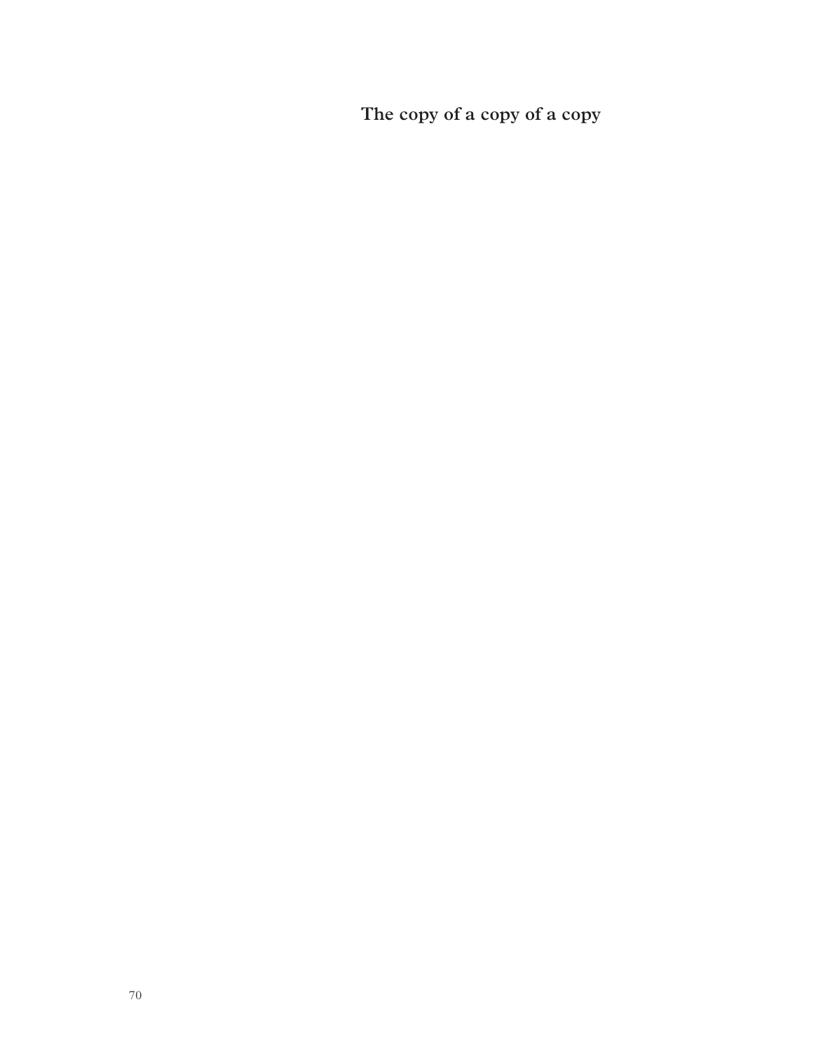# The copy of a copy of a copy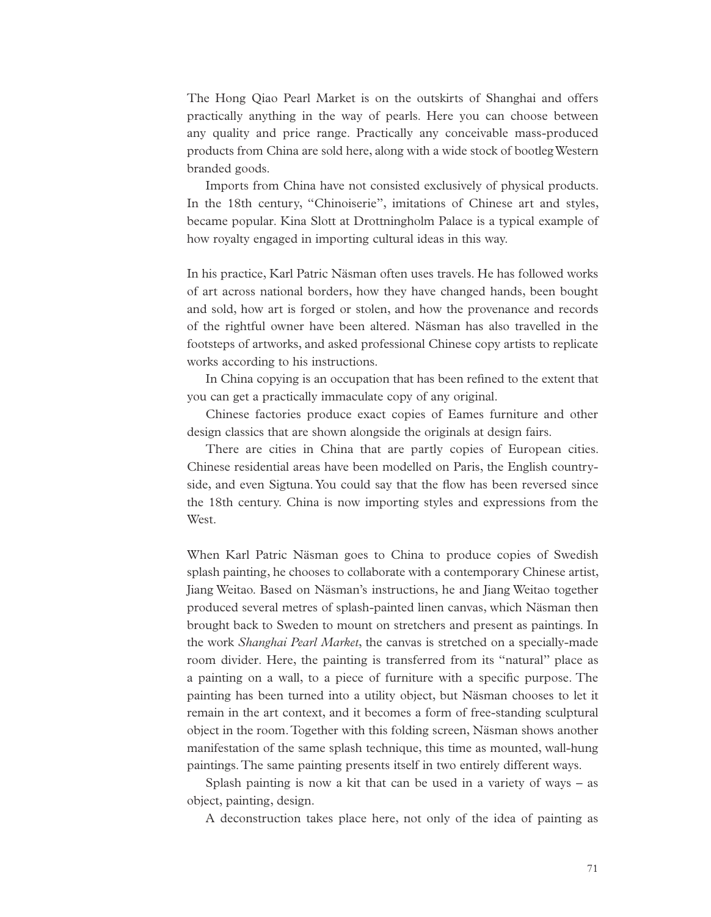The Hong Qiao Pearl Market is on the outskirts of Shanghai and offers practically anything in the way of pearls. Here you can choose between any quality and price range. Practically any conceivable mass-produced products from China are sold here, along with a wide stock of bootleg Western branded goods.

Imports from China have not consisted exclusively of physical products. In the 18th century, "Chinoiserie", imitations of Chinese art and styles, became popular. Kina Slott at Drottningholm Palace is a typical example of how royalty engaged in importing cultural ideas in this way.

In his practice, Karl Patric Näsman often uses travels. He has followed works of art across national borders, how they have changed hands, been bought and sold, how art is forged or stolen, and how the provenance and records of the rightful owner have been altered. Näsman has also travelled in the footsteps of artworks, and asked professional Chinese copy artists to replicate works according to his instructions.

In China copying is an occupation that has been refined to the extent that you can get a practically immaculate copy of any original.

Chinese factories produce exact copies of Eames furniture and other design classics that are shown alongside the originals at design fairs.

There are cities in China that are partly copies of European cities. Chinese residential areas have been modelled on Paris, the English countryside, and even Sigtuna. You could say that the flow has been reversed since the 18th century. China is now importing styles and expressions from the West.

When Karl Patric Näsman goes to China to produce copies of Swedish splash painting, he chooses to collaborate with a contemporary Chinese artist, Jiang Weitao. Based on Näsman's instructions, he and Jiang Weitao together produced several metres of splash-painted linen canvas, which Näsman then brought back to Sweden to mount on stretchers and present as paintings. In the work *Shanghai Pearl Market*, the canvas is stretched on a specially-made room divider. Here, the painting is transferred from its "natural" place as a painting on a wall, to a piece of furniture with a specific purpose. The painting has been turned into a utility object, but Näsman chooses to let it remain in the art context, and it becomes a form of free-standing sculptural object in the room. Together with this folding screen, Näsman shows another manifestation of the same splash technique, this time as mounted, wall-hung paintings. The same painting presents itself in two entirely different ways.

Splash painting is now a kit that can be used in a variety of ways – as object, painting, design.

A deconstruction takes place here, not only of the idea of painting as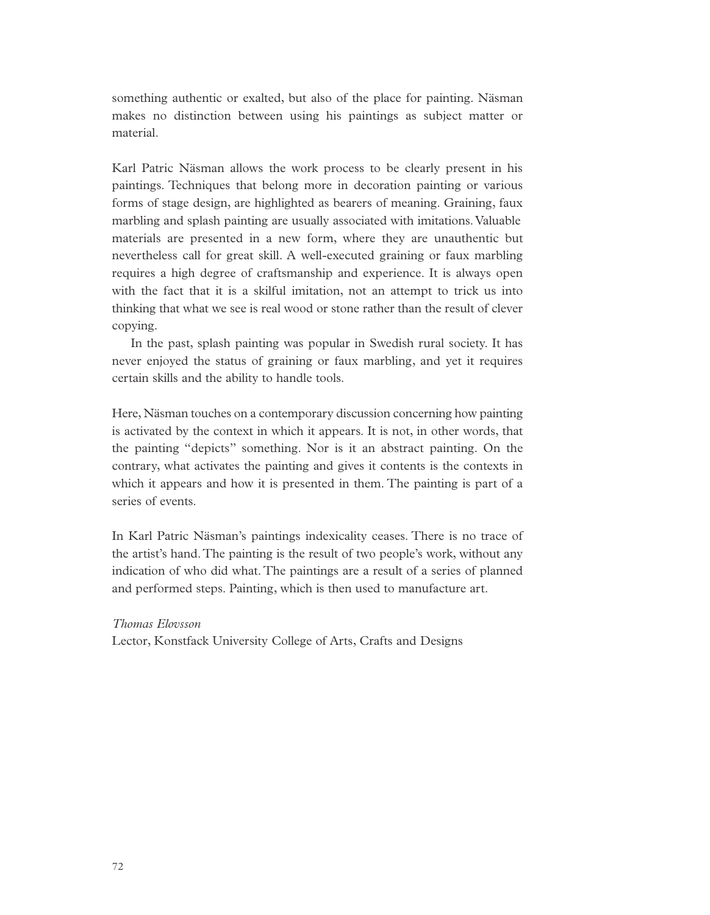something authentic or exalted, but also of the place for painting. Näsman makes no distinction between using his paintings as subject matter or material.

Karl Patric Näsman allows the work process to be clearly present in his paintings. Techniques that belong more in decoration painting or various forms of stage design, are highlighted as bearers of meaning. Graining, faux marbling and splash painting are usually associated with imitations. Valuable materials are presented in a new form, where they are unauthentic but nevertheless call for great skill. A well-executed graining or faux marbling requires a high degree of craftsmanship and experience. It is always open with the fact that it is a skilful imitation, not an attempt to trick us into thinking that what we see is real wood or stone rather than the result of clever copying.

In the past, splash painting was popular in Swedish rural society. It has never enjoyed the status of graining or faux marbling, and yet it requires certain skills and the ability to handle tools.

Here, Näsman touches on a contemporary discussion concerning how painting is activated by the context in which it appears. It is not, in other words, that the painting "depicts" something. Nor is it an abstract painting. On the contrary, what activates the painting and gives it contents is the contexts in which it appears and how it is presented in them. The painting is part of a series of events.

In Karl Patric Näsman's paintings indexicality ceases. There is no trace of the artist's hand. The painting is the result of two people's work, without any indication of who did what. The paintings are a result of a series of planned and performed steps. Painting, which is then used to manufacture art.

*Thomas Elovsson*
Lector, Konstfack University College of Arts, Crafts and Designs